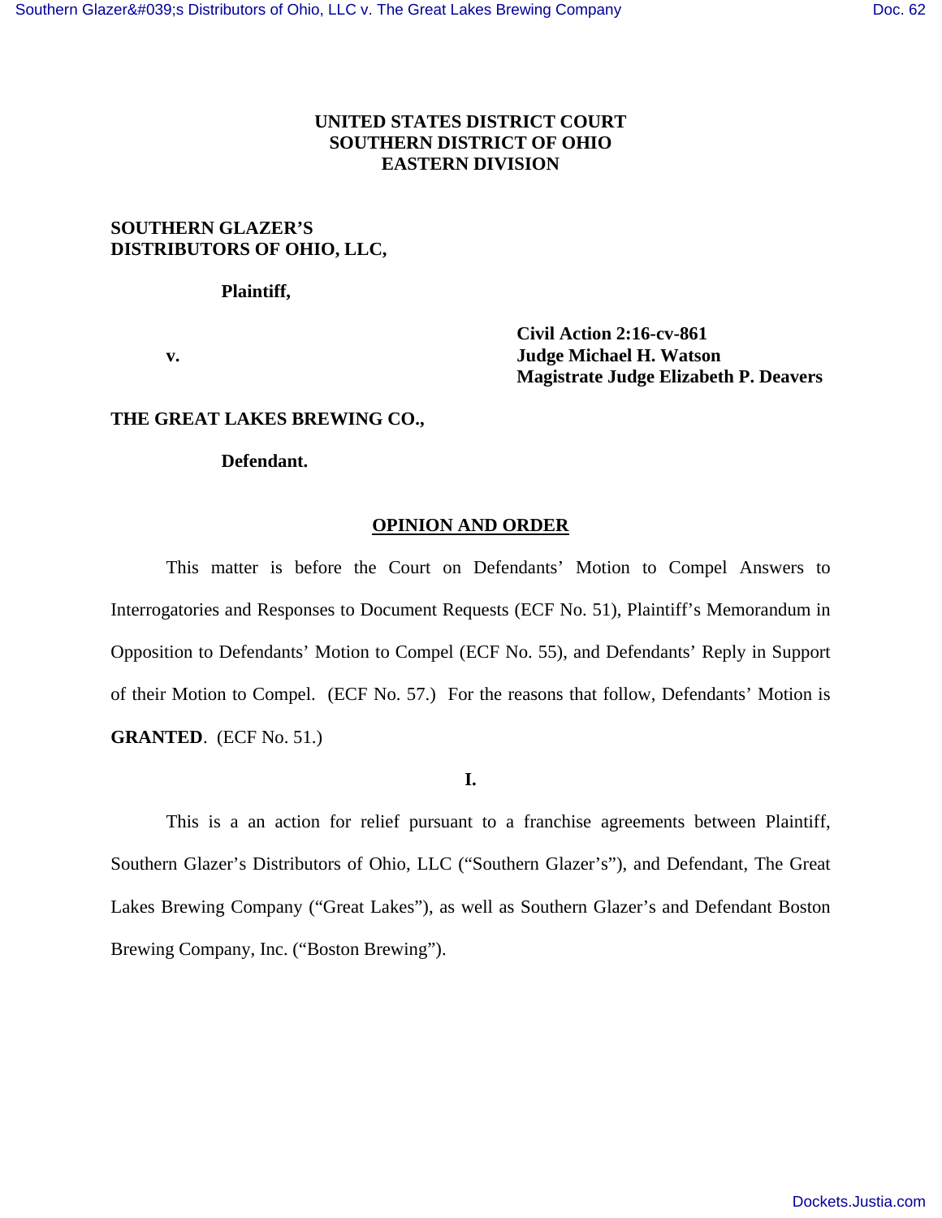**UNITED STATES DISTRICT COURT**
**SOUTHERN DISTRICT OF OHIO**
**EASTERN DIVISION**

**SOUTHERN GLAZER'S DISTRIBUTORS OF OHIO, LLC,**

**Plaintiff,**

**v.**

**Civil Action 2:16-cv-861**
**Judge Michael H. Watson**
**Magistrate Judge Elizabeth P. Deavers**

**THE GREAT LAKES BREWING CO.,**

**Defendant.**

## OPINION AND ORDER

This matter is before the Court on Defendants' Motion to Compel Answers to Interrogatories and Responses to Document Requests (ECF No. 51), Plaintiff's Memorandum in Opposition to Defendants' Motion to Compel (ECF No. 55), and Defendants' Reply in Support of their Motion to Compel. (ECF No. 57.) For the reasons that follow, Defendants' Motion is **GRANTED**. (ECF No. 51.)

**I.**

This is a an action for relief pursuant to a franchise agreements between Plaintiff, Southern Glazer's Distributors of Ohio, LLC ("Southern Glazer's"), and Defendant, The Great Lakes Brewing Company ("Great Lakes"), as well as Southern Glazer's and Defendant Boston Brewing Company, Inc. ("Boston Brewing").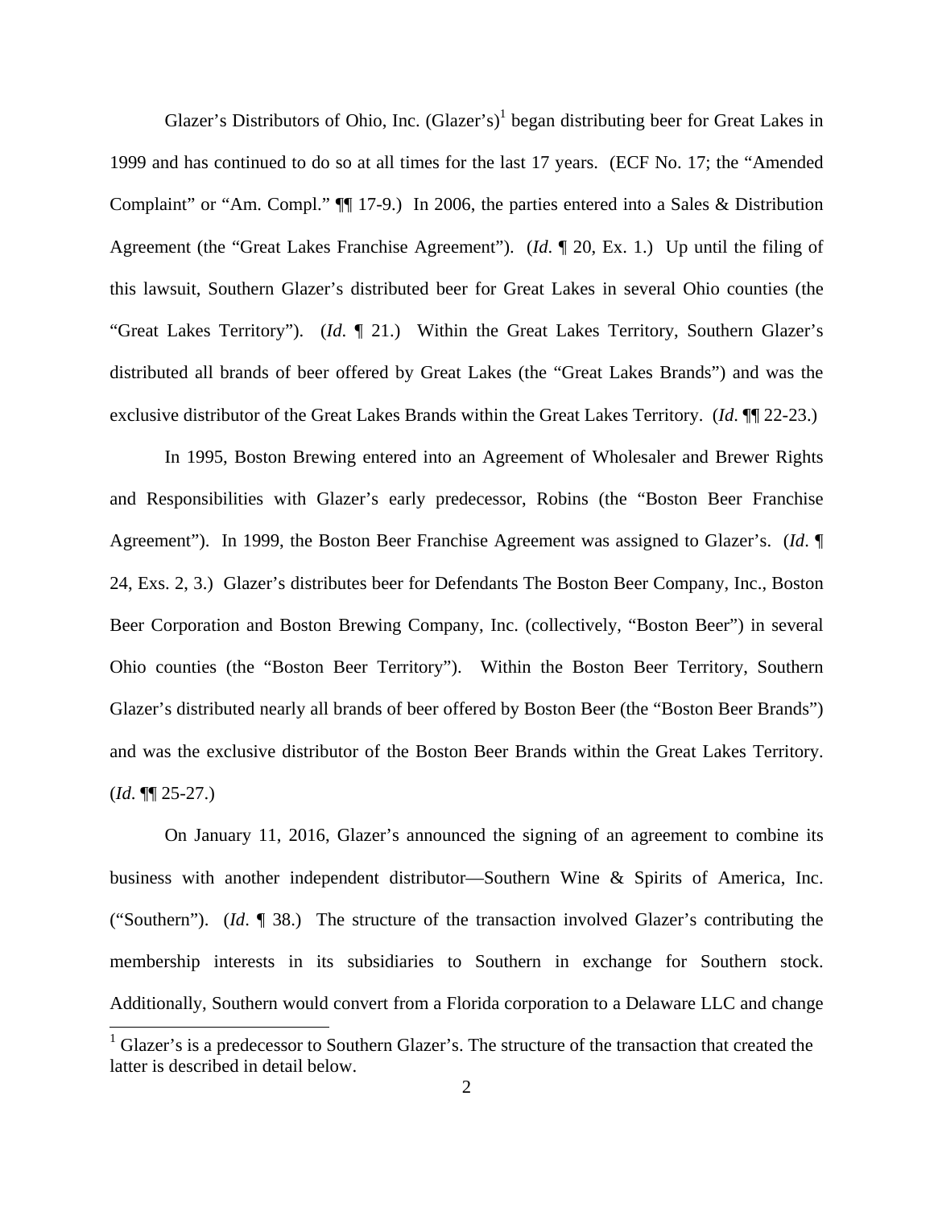Glazer's Distributors of Ohio, Inc. (Glazer's)[1] began distributing beer for Great Lakes in 1999 and has continued to do so at all times for the last 17 years. (ECF No. 17; the "Amended Complaint" or "Am. Compl." ¶¶ 17-9.) In 2006, the parties entered into a Sales & Distribution Agreement (the "Great Lakes Franchise Agreement"). (*Id*. ¶ 20, Ex. 1.) Up until the filing of this lawsuit, Southern Glazer's distributed beer for Great Lakes in several Ohio counties (the "Great Lakes Territory"). (*Id.* ¶ 21.) Within the Great Lakes Territory, Southern Glazer's distributed all brands of beer offered by Great Lakes (the "Great Lakes Brands") and was the exclusive distributor of the Great Lakes Brands within the Great Lakes Territory. (*Id*. ¶¶ 22-23.)

In 1995, Boston Brewing entered into an Agreement of Wholesaler and Brewer Rights and Responsibilities with Glazer's early predecessor, Robins (the "Boston Beer Franchise Agreement"). In 1999, the Boston Beer Franchise Agreement was assigned to Glazer's. (*Id*. ¶ 24, Exs. 2, 3.) Glazer's distributes beer for Defendants The Boston Beer Company, Inc., Boston Beer Corporation and Boston Brewing Company, Inc. (collectively, "Boston Beer") in several Ohio counties (the "Boston Beer Territory"). Within the Boston Beer Territory, Southern Glazer's distributed nearly all brands of beer offered by Boston Beer (the "Boston Beer Brands") and was the exclusive distributor of the Boston Beer Brands within the Great Lakes Territory. (*Id*. ¶¶ 25-27.)

On January 11, 2016, Glazer's announced the signing of an agreement to combine its business with another independent distributor—Southern Wine & Spirits of America, Inc. ("Southern"). (*Id*. ¶ 38.) The structure of the transaction involved Glazer's contributing the membership interests in its subsidiaries to Southern in exchange for Southern stock. Additionally, Southern would convert from a Florida corporation to a Delaware LLC and change

[1] Glazer's is a predecessor to Southern Glazer's. The structure of the transaction that created the latter is described in detail below.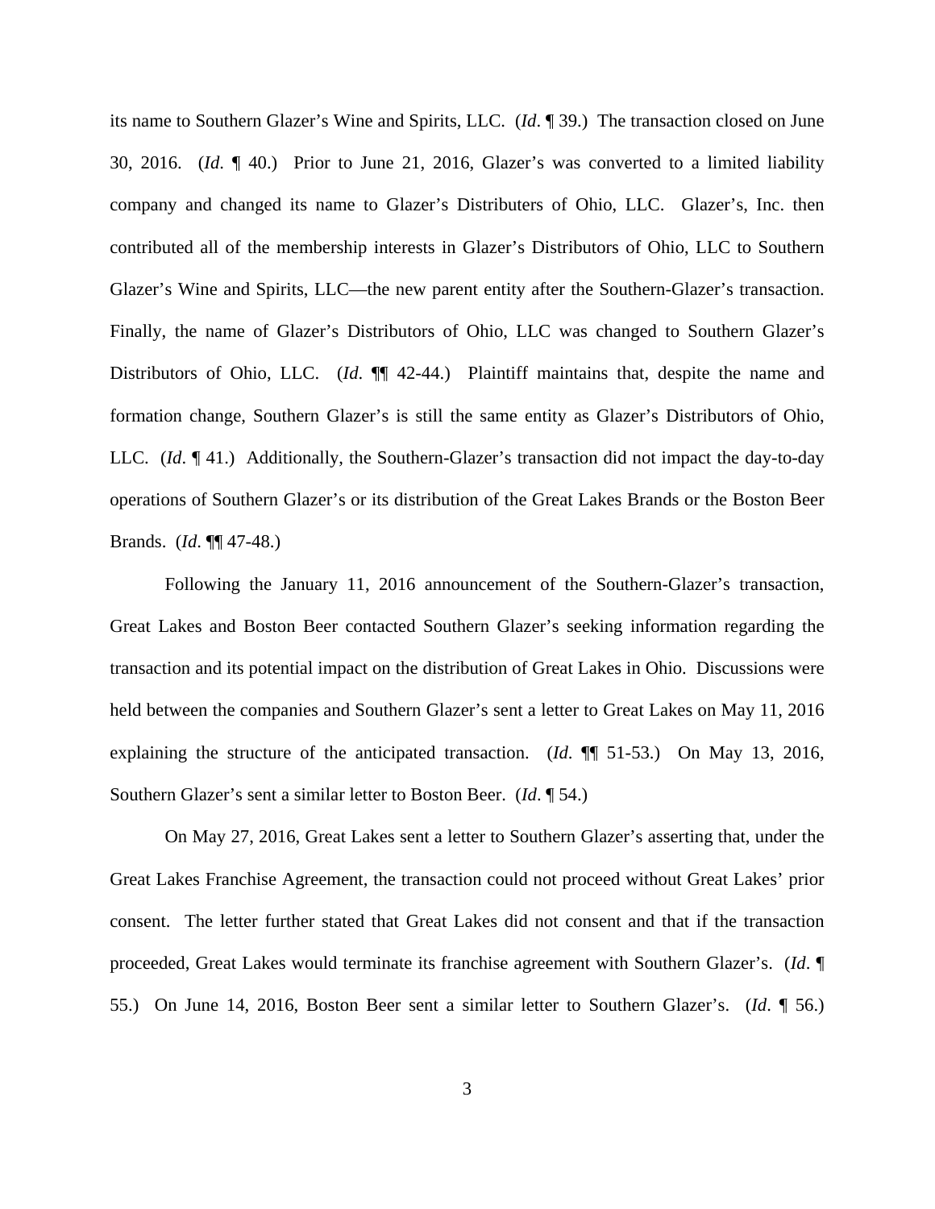its name to Southern Glazer's Wine and Spirits, LLC. (*Id*. ¶ 39.) The transaction closed on June 30, 2016. (*Id*. ¶ 40.) Prior to June 21, 2016, Glazer's was converted to a limited liability company and changed its name to Glazer's Distributers of Ohio, LLC. Glazer's, Inc. then contributed all of the membership interests in Glazer's Distributors of Ohio, LLC to Southern Glazer's Wine and Spirits, LLC—the new parent entity after the Southern-Glazer's transaction. Finally, the name of Glazer's Distributors of Ohio, LLC was changed to Southern Glazer's Distributors of Ohio, LLC. (*Id*. ¶¶ 42-44.) Plaintiff maintains that, despite the name and formation change, Southern Glazer's is still the same entity as Glazer's Distributors of Ohio, LLC. (*Id*. ¶ 41.) Additionally, the Southern-Glazer's transaction did not impact the day-to-day operations of Southern Glazer's or its distribution of the Great Lakes Brands or the Boston Beer Brands. (*Id*. ¶¶ 47-48.)

Following the January 11, 2016 announcement of the Southern-Glazer's transaction, Great Lakes and Boston Beer contacted Southern Glazer's seeking information regarding the transaction and its potential impact on the distribution of Great Lakes in Ohio. Discussions were held between the companies and Southern Glazer's sent a letter to Great Lakes on May 11, 2016 explaining the structure of the anticipated transaction. (*Id*. ¶¶ 51-53.) On May 13, 2016, Southern Glazer's sent a similar letter to Boston Beer. (*Id*. ¶ 54.)

On May 27, 2016, Great Lakes sent a letter to Southern Glazer's asserting that, under the Great Lakes Franchise Agreement, the transaction could not proceed without Great Lakes' prior consent. The letter further stated that Great Lakes did not consent and that if the transaction proceeded, Great Lakes would terminate its franchise agreement with Southern Glazer's. (*Id*. ¶ 55.) On June 14, 2016, Boston Beer sent a similar letter to Southern Glazer's. (*Id*. ¶ 56.)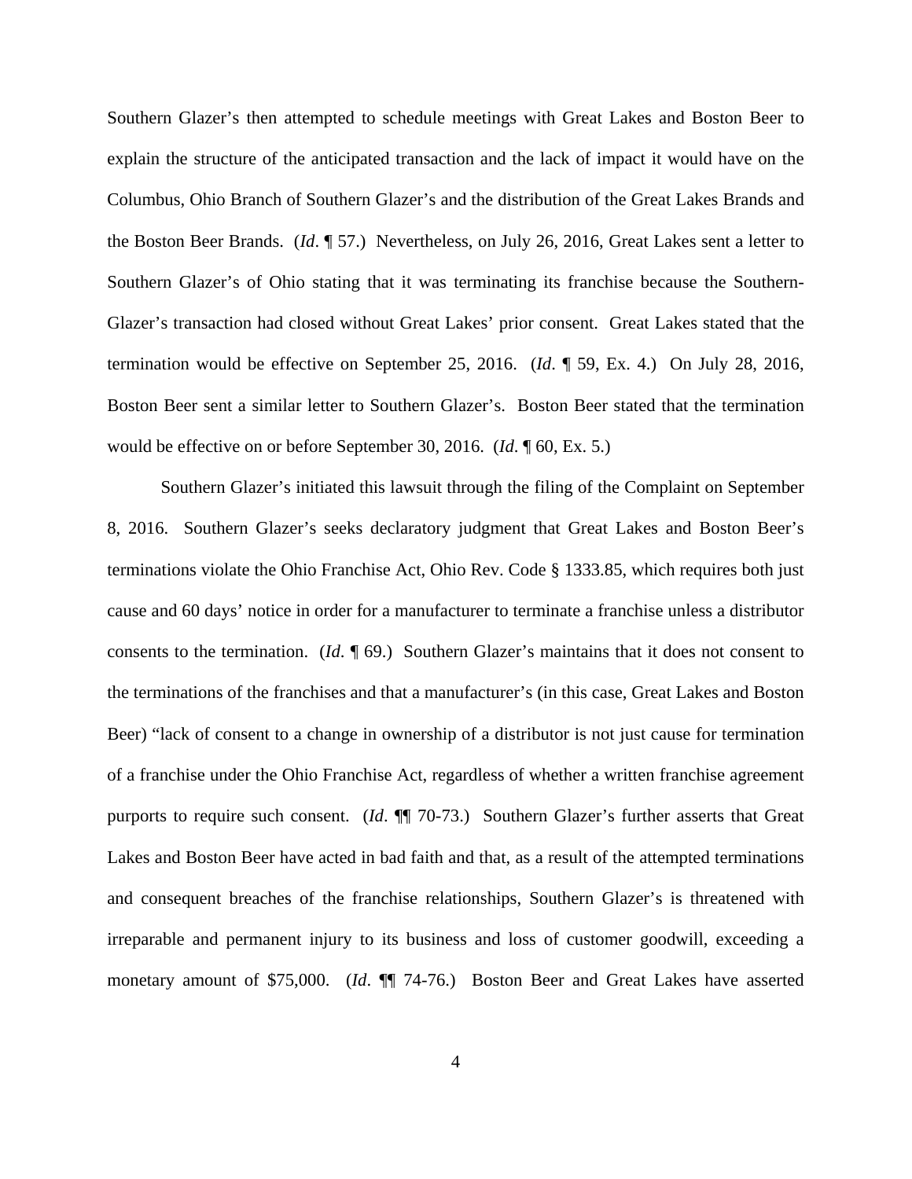Southern Glazer's then attempted to schedule meetings with Great Lakes and Boston Beer to explain the structure of the anticipated transaction and the lack of impact it would have on the Columbus, Ohio Branch of Southern Glazer's and the distribution of the Great Lakes Brands and the Boston Beer Brands. (*Id*. ¶ 57.) Nevertheless, on July 26, 2016, Great Lakes sent a letter to Southern Glazer's of Ohio stating that it was terminating its franchise because the Southern-Glazer's transaction had closed without Great Lakes' prior consent. Great Lakes stated that the termination would be effective on September 25, 2016. (*Id*. ¶ 59, Ex. 4.) On July 28, 2016, Boston Beer sent a similar letter to Southern Glazer's. Boston Beer stated that the termination would be effective on or before September 30, 2016. (*Id*. ¶ 60, Ex. 5.)

Southern Glazer's initiated this lawsuit through the filing of the Complaint on September 8, 2016. Southern Glazer's seeks declaratory judgment that Great Lakes and Boston Beer's terminations violate the Ohio Franchise Act, Ohio Rev. Code § 1333.85, which requires both just cause and 60 days' notice in order for a manufacturer to terminate a franchise unless a distributor consents to the termination. (*Id*. ¶ 69.) Southern Glazer's maintains that it does not consent to the terminations of the franchises and that a manufacturer's (in this case, Great Lakes and Boston Beer) "lack of consent to a change in ownership of a distributor is not just cause for termination of a franchise under the Ohio Franchise Act, regardless of whether a written franchise agreement purports to require such consent. (*Id*. ¶¶ 70-73.) Southern Glazer's further asserts that Great Lakes and Boston Beer have acted in bad faith and that, as a result of the attempted terminations and consequent breaches of the franchise relationships, Southern Glazer's is threatened with irreparable and permanent injury to its business and loss of customer goodwill, exceeding a monetary amount of $75,000. (*Id*. ¶¶ 74-76.) Boston Beer and Great Lakes have asserted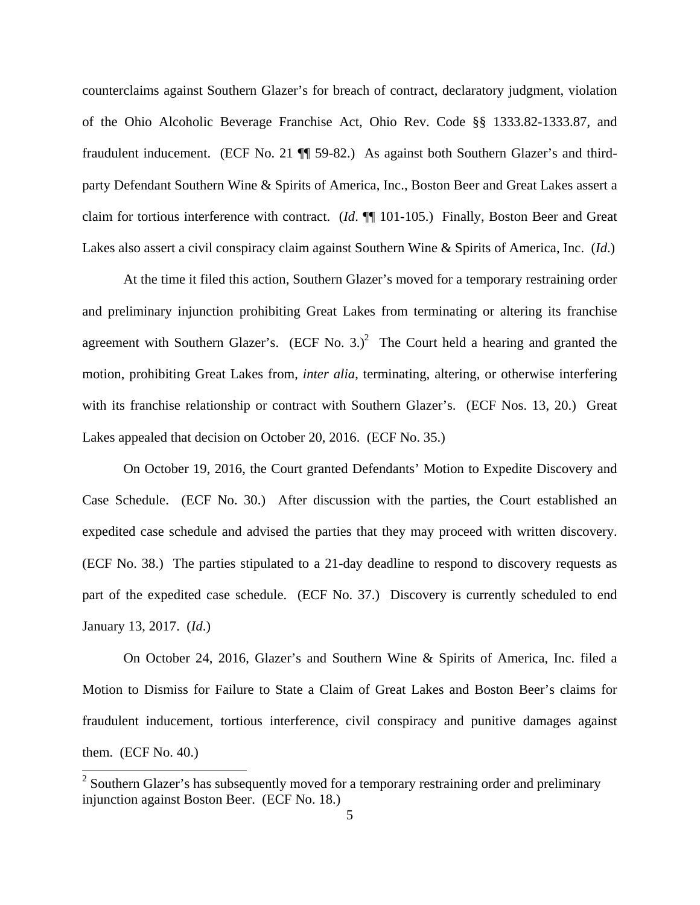counterclaims against Southern Glazer's for breach of contract, declaratory judgment, violation of the Ohio Alcoholic Beverage Franchise Act, Ohio Rev. Code §§ 1333.82-1333.87, and fraudulent inducement. (ECF No. 21 ¶¶ 59-82.) As against both Southern Glazer's and third-party Defendant Southern Wine & Spirits of America, Inc., Boston Beer and Great Lakes assert a claim for tortious interference with contract. (*Id*. ¶¶ 101-105.) Finally, Boston Beer and Great Lakes also assert a civil conspiracy claim against Southern Wine & Spirits of America, Inc. (*Id*.)

At the time it filed this action, Southern Glazer's moved for a temporary restraining order and preliminary injunction prohibiting Great Lakes from terminating or altering its franchise agreement with Southern Glazer's. (ECF No. 3.)[2] The Court held a hearing and granted the motion, prohibiting Great Lakes from, *inter alia*, terminating, altering, or otherwise interfering with its franchise relationship or contract with Southern Glazer's. (ECF Nos. 13, 20.) Great Lakes appealed that decision on October 20, 2016. (ECF No. 35.)

On October 19, 2016, the Court granted Defendants' Motion to Expedite Discovery and Case Schedule. (ECF No. 30.) After discussion with the parties, the Court established an expedited case schedule and advised the parties that they may proceed with written discovery. (ECF No. 38.) The parties stipulated to a 21-day deadline to respond to discovery requests as part of the expedited case schedule. (ECF No. 37.) Discovery is currently scheduled to end January 13, 2017. (*Id*.)

On October 24, 2016, Glazer's and Southern Wine & Spirits of America, Inc. filed a Motion to Dismiss for Failure to State a Claim of Great Lakes and Boston Beer's claims for fraudulent inducement, tortious interference, civil conspiracy and punitive damages against them. (ECF No. 40.)

---

[2] Southern Glazer's has subsequently moved for a temporary restraining order and preliminary injunction against Boston Beer. (ECF No. 18.)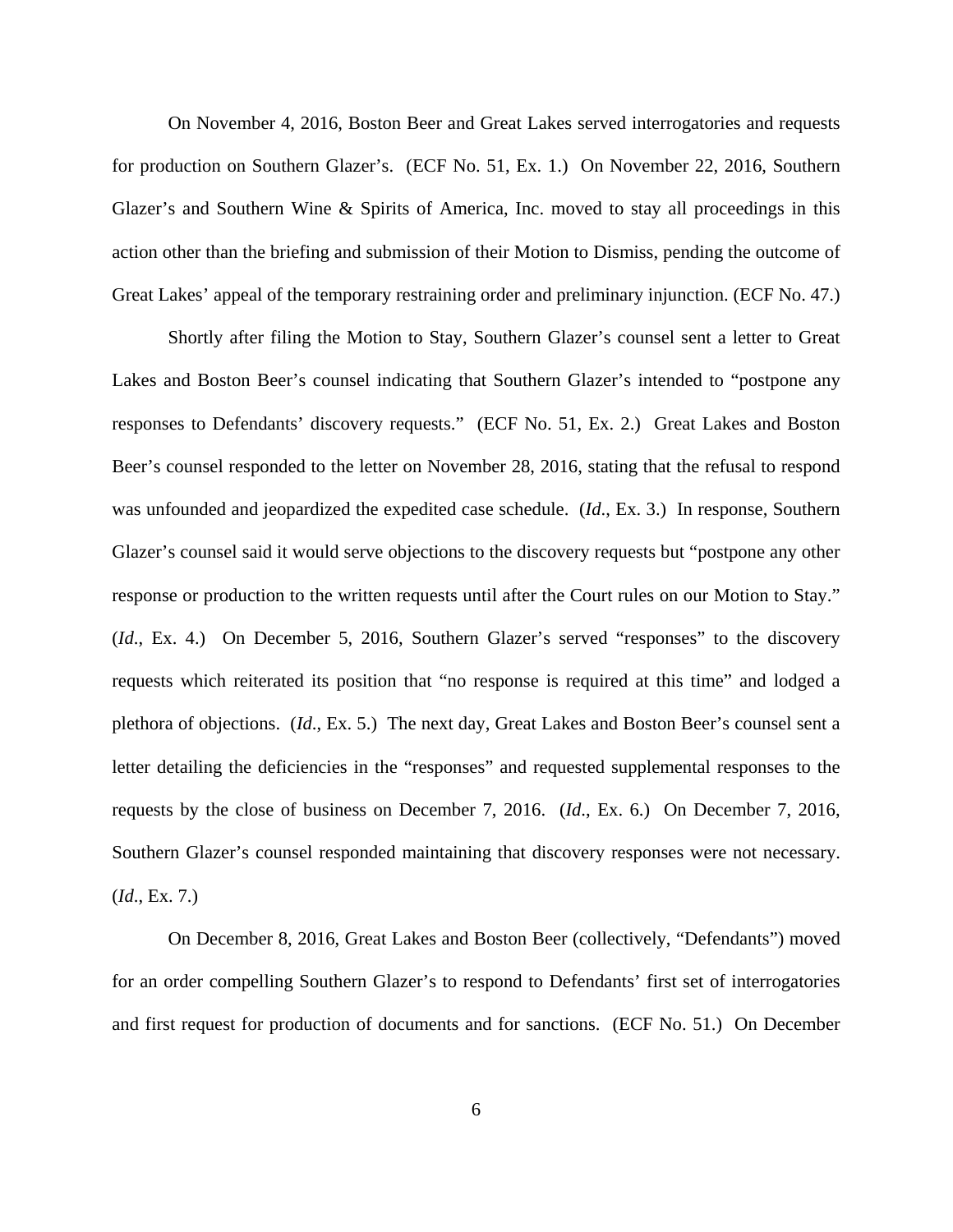On November 4, 2016, Boston Beer and Great Lakes served interrogatories and requests for production on Southern Glazer's. (ECF No. 51, Ex. 1.) On November 22, 2016, Southern Glazer's and Southern Wine & Spirits of America, Inc. moved to stay all proceedings in this action other than the briefing and submission of their Motion to Dismiss, pending the outcome of Great Lakes' appeal of the temporary restraining order and preliminary injunction. (ECF No. 47.)

Shortly after filing the Motion to Stay, Southern Glazer's counsel sent a letter to Great Lakes and Boston Beer's counsel indicating that Southern Glazer's intended to "postpone any responses to Defendants' discovery requests." (ECF No. 51, Ex. 2.) Great Lakes and Boston Beer's counsel responded to the letter on November 28, 2016, stating that the refusal to respond was unfounded and jeopardized the expedited case schedule. (*Id*., Ex. 3.) In response, Southern Glazer's counsel said it would serve objections to the discovery requests but "postpone any other response or production to the written requests until after the Court rules on our Motion to Stay." (*Id*., Ex. 4.) On December 5, 2016, Southern Glazer's served "responses" to the discovery requests which reiterated its position that "no response is required at this time" and lodged a plethora of objections. (*Id*., Ex. 5.) The next day, Great Lakes and Boston Beer's counsel sent a letter detailing the deficiencies in the "responses" and requested supplemental responses to the requests by the close of business on December 7, 2016. (*Id*., Ex. 6.) On December 7, 2016, Southern Glazer's counsel responded maintaining that discovery responses were not necessary. (*Id*., Ex. 7.)

On December 8, 2016, Great Lakes and Boston Beer (collectively, "Defendants") moved for an order compelling Southern Glazer's to respond to Defendants' first set of interrogatories and first request for production of documents and for sanctions. (ECF No. 51.) On December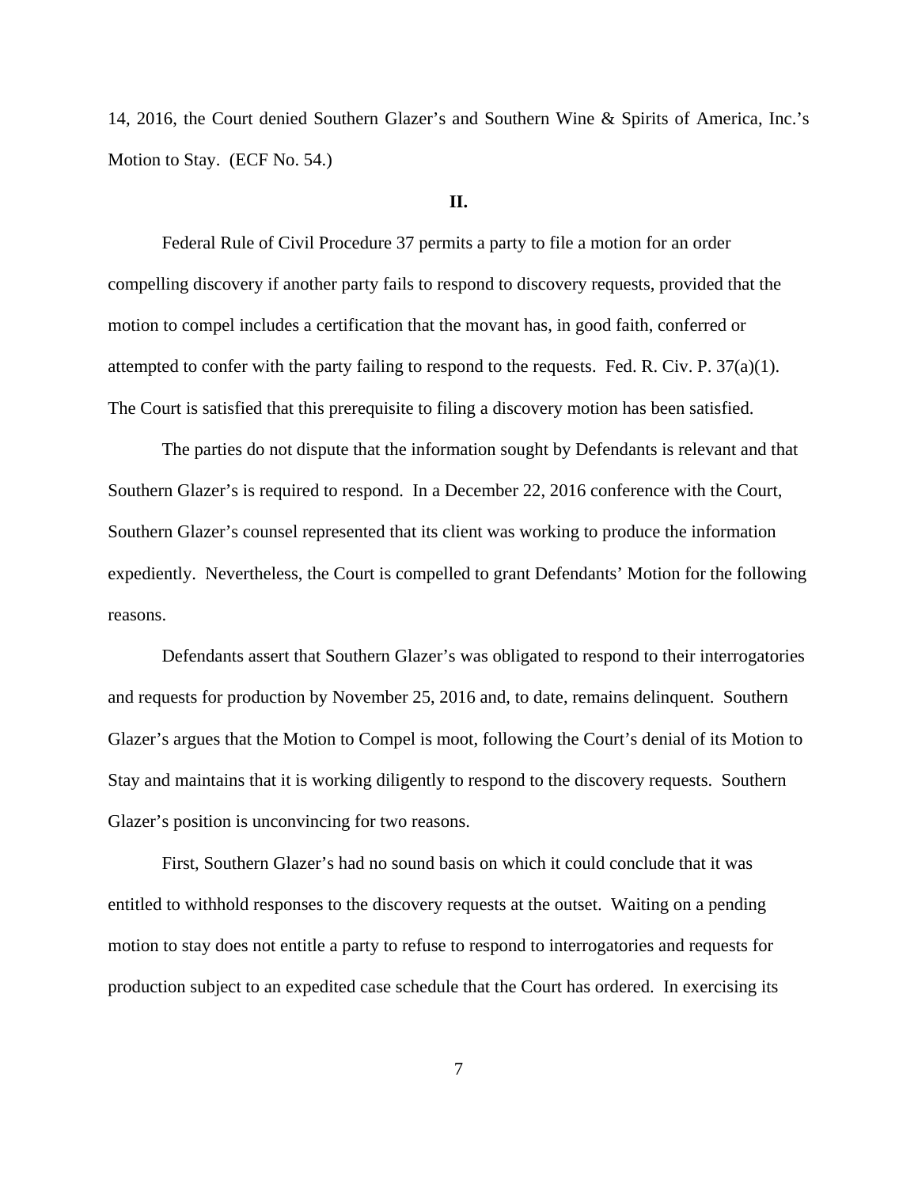14, 2016, the Court denied Southern Glazer's and Southern Wine & Spirits of America, Inc.'s Motion to Stay. (ECF No. 54.)

**II.**

Federal Rule of Civil Procedure 37 permits a party to file a motion for an order compelling discovery if another party fails to respond to discovery requests, provided that the motion to compel includes a certification that the movant has, in good faith, conferred or attempted to confer with the party failing to respond to the requests. Fed. R. Civ. P. 37(a)(1). The Court is satisfied that this prerequisite to filing a discovery motion has been satisfied.

The parties do not dispute that the information sought by Defendants is relevant and that Southern Glazer's is required to respond. In a December 22, 2016 conference with the Court, Southern Glazer's counsel represented that its client was working to produce the information expediently. Nevertheless, the Court is compelled to grant Defendants' Motion for the following reasons.

Defendants assert that Southern Glazer's was obligated to respond to their interrogatories and requests for production by November 25, 2016 and, to date, remains delinquent. Southern Glazer's argues that the Motion to Compel is moot, following the Court's denial of its Motion to Stay and maintains that it is working diligently to respond to the discovery requests. Southern Glazer's position is unconvincing for two reasons.

First, Southern Glazer's had no sound basis on which it could conclude that it was entitled to withhold responses to the discovery requests at the outset. Waiting on a pending motion to stay does not entitle a party to refuse to respond to interrogatories and requests for production subject to an expedited case schedule that the Court has ordered. In exercising its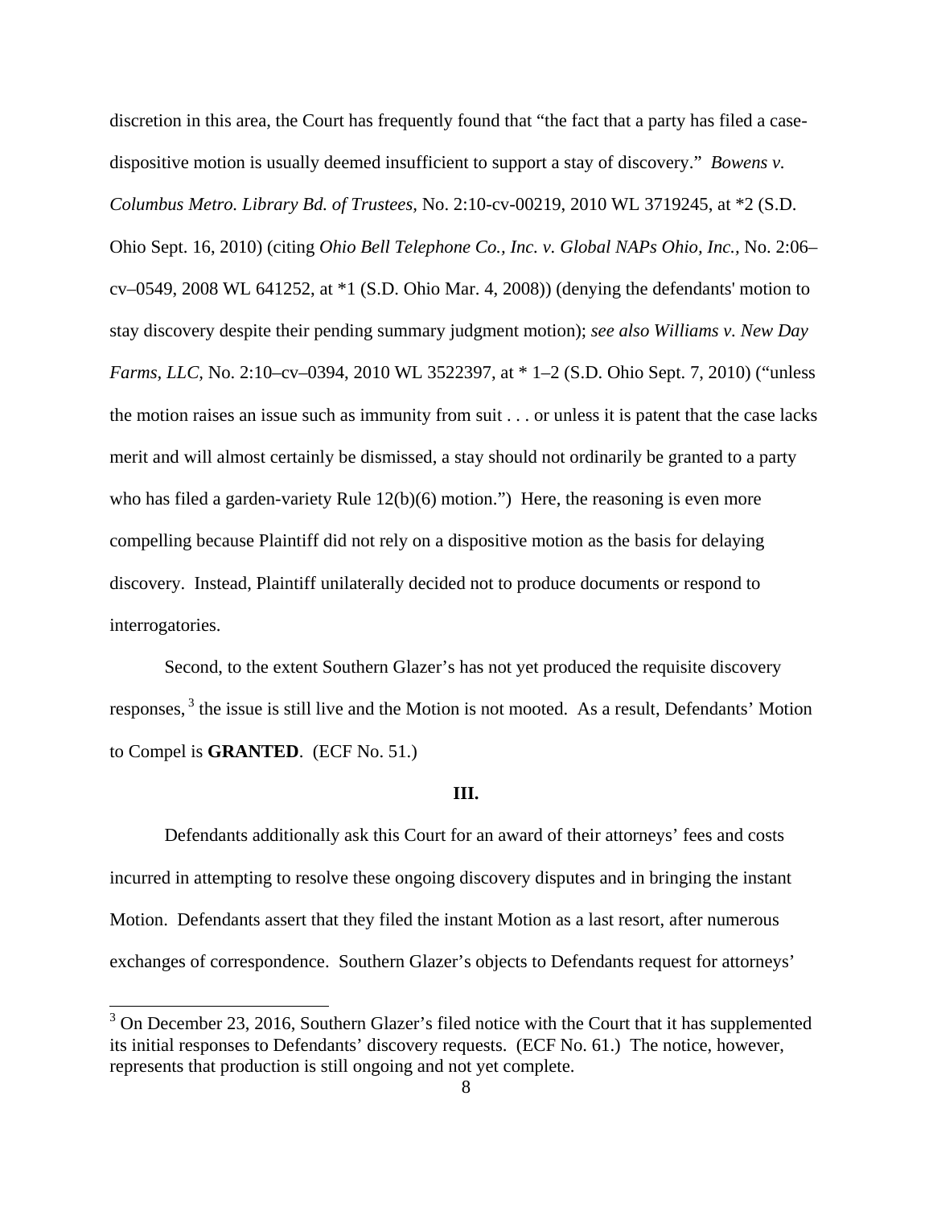discretion in this area, the Court has frequently found that "the fact that a party has filed a case-dispositive motion is usually deemed insufficient to support a stay of discovery." *Bowens v. Columbus Metro. Library Bd. of Trustees*, No. 2:10-cv-00219, 2010 WL 3719245, at *2 (S.D. Ohio Sept. 16, 2010) (citing *Ohio Bell Telephone Co., Inc. v. Global NAPs Ohio, Inc.*, No. 2:06–cv–0549, 2008 WL 641252, at *1 (S.D. Ohio Mar. 4, 2008)) (denying the defendants' motion to stay discovery despite their pending summary judgment motion); *see also Williams v. New Day Farms, LLC*, No. 2:10–cv–0394, 2010 WL 3522397, at * 1–2 (S.D. Ohio Sept. 7, 2010) ("unless the motion raises an issue such as immunity from suit . . . or unless it is patent that the case lacks merit and will almost certainly be dismissed, a stay should not ordinarily be granted to a party who has filed a garden-variety Rule 12(b)(6) motion.") Here, the reasoning is even more compelling because Plaintiff did not rely on a dispositive motion as the basis for delaying discovery. Instead, Plaintiff unilaterally decided not to produce documents or respond to interrogatories.

Second, to the extent Southern Glazer's has not yet produced the requisite discovery responses,[3] the issue is still live and the Motion is not mooted. As a result, Defendants' Motion to Compel is **GRANTED**. (ECF No. 51.)

### III.

Defendants additionally ask this Court for an award of their attorneys' fees and costs incurred in attempting to resolve these ongoing discovery disputes and in bringing the instant Motion. Defendants assert that they filed the instant Motion as a last resort, after numerous exchanges of correspondence. Southern Glazer's objects to Defendants request for attorneys'

---

[3] On December 23, 2016, Southern Glazer's filed notice with the Court that it has supplemented its initial responses to Defendants' discovery requests. (ECF No. 61.) The notice, however, represents that production is still ongoing and not yet complete.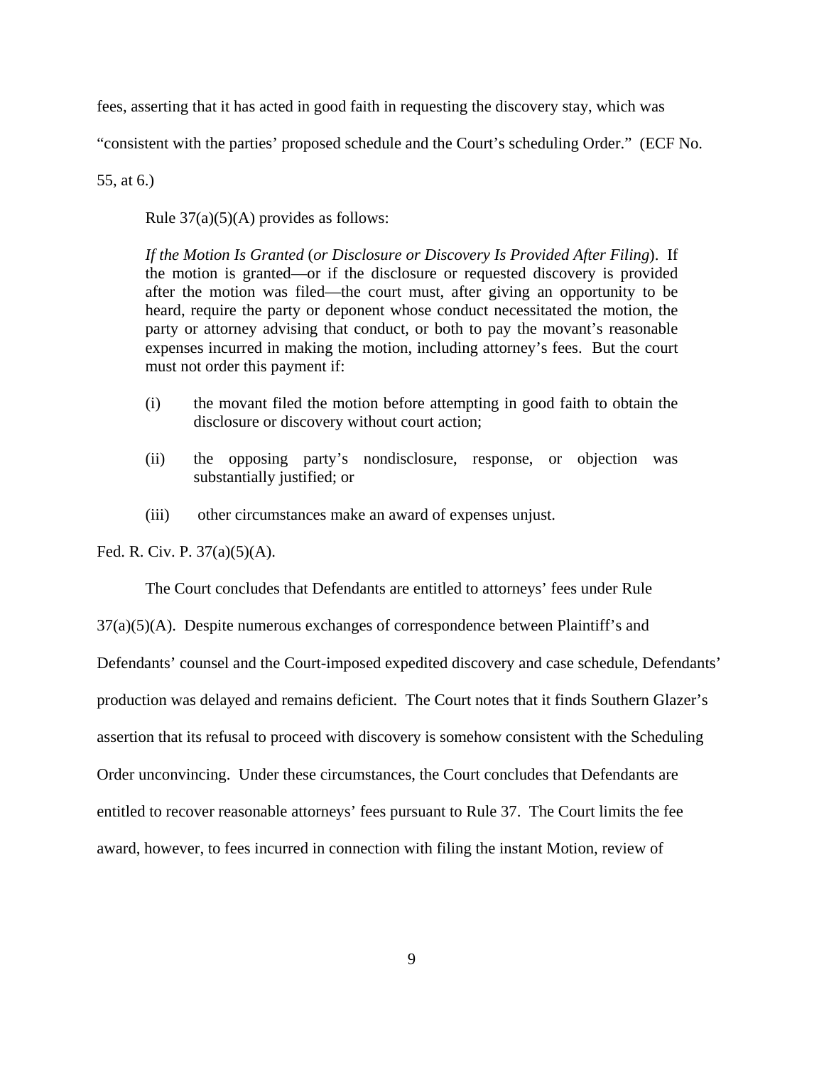fees, asserting that it has acted in good faith in requesting the discovery stay, which was "consistent with the parties' proposed schedule and the Court's scheduling Order." (ECF No. 55, at 6.)

Rule 37(a)(5)(A) provides as follows:

> *If the Motion Is Granted* (*or Disclosure or Discovery Is Provided After Filing*). If the motion is granted—or if the disclosure or requested discovery is provided after the motion was filed—the court must, after giving an opportunity to be heard, require the party or deponent whose conduct necessitated the motion, the party or attorney advising that conduct, or both to pay the movant's reasonable expenses incurred in making the motion, including attorney's fees. But the court must not order this payment if:
>
> (i) the movant filed the motion before attempting in good faith to obtain the disclosure or discovery without court action;
>
> (ii) the opposing party's nondisclosure, response, or objection was substantially justified; or
>
> (iii) other circumstances make an award of expenses unjust.

Fed. R. Civ. P. 37(a)(5)(A).

The Court concludes that Defendants are entitled to attorneys' fees under Rule 37(a)(5)(A). Despite numerous exchanges of correspondence between Plaintiff's and Defendants' counsel and the Court-imposed expedited discovery and case schedule, Defendants' production was delayed and remains deficient. The Court notes that it finds Southern Glazer's assertion that its refusal to proceed with discovery is somehow consistent with the Scheduling Order unconvincing. Under these circumstances, the Court concludes that Defendants are entitled to recover reasonable attorneys' fees pursuant to Rule 37. The Court limits the fee award, however, to fees incurred in connection with filing the instant Motion, review of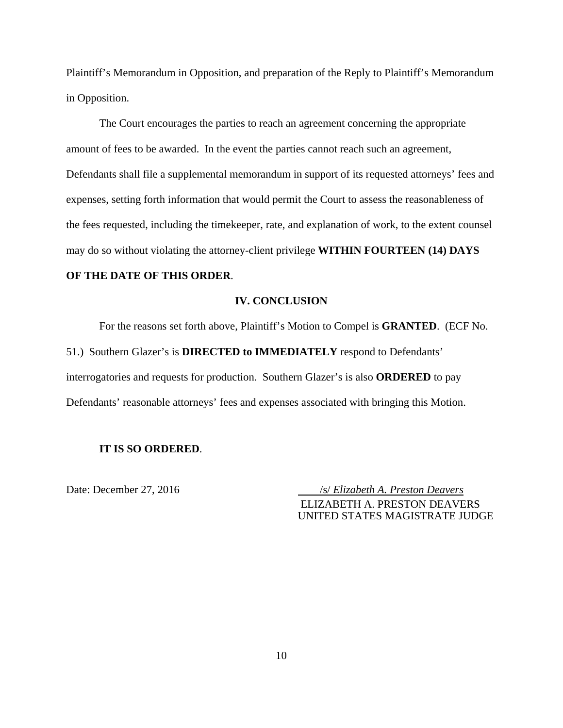Plaintiff's Memorandum in Opposition, and preparation of the Reply to Plaintiff's Memorandum in Opposition.

The Court encourages the parties to reach an agreement concerning the appropriate amount of fees to be awarded. In the event the parties cannot reach such an agreement, Defendants shall file a supplemental memorandum in support of its requested attorneys' fees and expenses, setting forth information that would permit the Court to assess the reasonableness of the fees requested, including the timekeeper, rate, and explanation of work, to the extent counsel may do so without violating the attorney-client privilege **WITHIN FOURTEEN (14) DAYS OF THE DATE OF THIS ORDER**.

## IV. CONCLUSION

For the reasons set forth above, Plaintiff's Motion to Compel is **GRANTED**. (ECF No. 51.) Southern Glazer's is **DIRECTED to IMMEDIATELY** respond to Defendants' interrogatories and requests for production. Southern Glazer's is also **ORDERED** to pay Defendants' reasonable attorneys' fees and expenses associated with bringing this Motion.

**IT IS SO ORDERED**.

Date: December 27, 2016

/s/ *Elizabeth A. Preston Deavers*
ELIZABETH A. PRESTON DEAVERS
UNITED STATES MAGISTRATE JUDGE